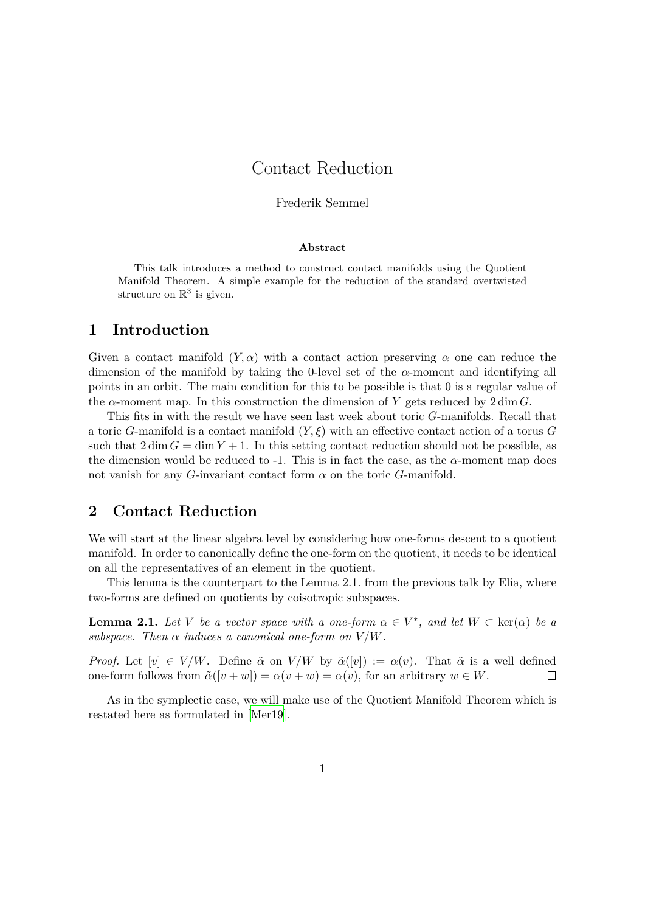# Contact Reduction

Frederik Semmel

**Abstract**

This talk introduces a method to construct contact manifolds using the Quotient Manifold Theorem. A simple example for the reduction of the standard overtwisted structure on $\mathbb{R}^3$ is given.

## 1 Introduction

Given a contact manifold $(Y, \alpha)$ with a contact action preserving $\alpha$ one can reduce the dimension of the manifold by taking the 0-level set of the $\alpha$-moment and identifying all points in an orbit. The main condition for this to be possible is that 0 is a regular value of the $\alpha$-moment map. In this construction the dimension of $Y$ gets reduced by $2 \dim G$.

This fits in with the result we have seen last week about toric $G$-manifolds. Recall that a toric $G$-manifold is a contact manifold $(Y, \xi)$ with an effective contact action of a torus $G$ such that $2 \dim G = \dim Y + 1$. In this setting contact reduction should not be possible, as the dimension would be reduced to -1. This is in fact the case, as the $\alpha$-moment map does not vanish for any $G$-invariant contact form $\alpha$ on the toric $G$-manifold.

## 2 Contact Reduction

We will start at the linear algebra level by considering how one-forms descent to a quotient manifold. In order to canonically define the one-form on the quotient, it needs to be identical on all the representatives of an element in the quotient.

This lemma is the counterpart to the Lemma 2.1. from the previous talk by Elia, where two-forms are defined on quotients by coisotropic subspaces.

**Lemma 2.1.** *Let $V$ be a vector space with a one-form $\alpha \in V^*$, and let $W \subset \ker(\alpha)$ be a subspace. Then $\alpha$ induces a canonical one-form on $V/W$.*

*Proof.* Let $[v] \in V/W$. Define $\tilde{\alpha}$ on $V/W$ by $\tilde{\alpha}([v]) := \alpha(v)$. That $\tilde{\alpha}$ is a well defined one-form follows from $\tilde{\alpha}([v + w]) = \alpha(v + w) = \alpha(v)$, for an arbitrary $w \in W$. □

As in the symplectic case, we will make use of the Quotient Manifold Theorem which is restated here as formulated in [Mer19].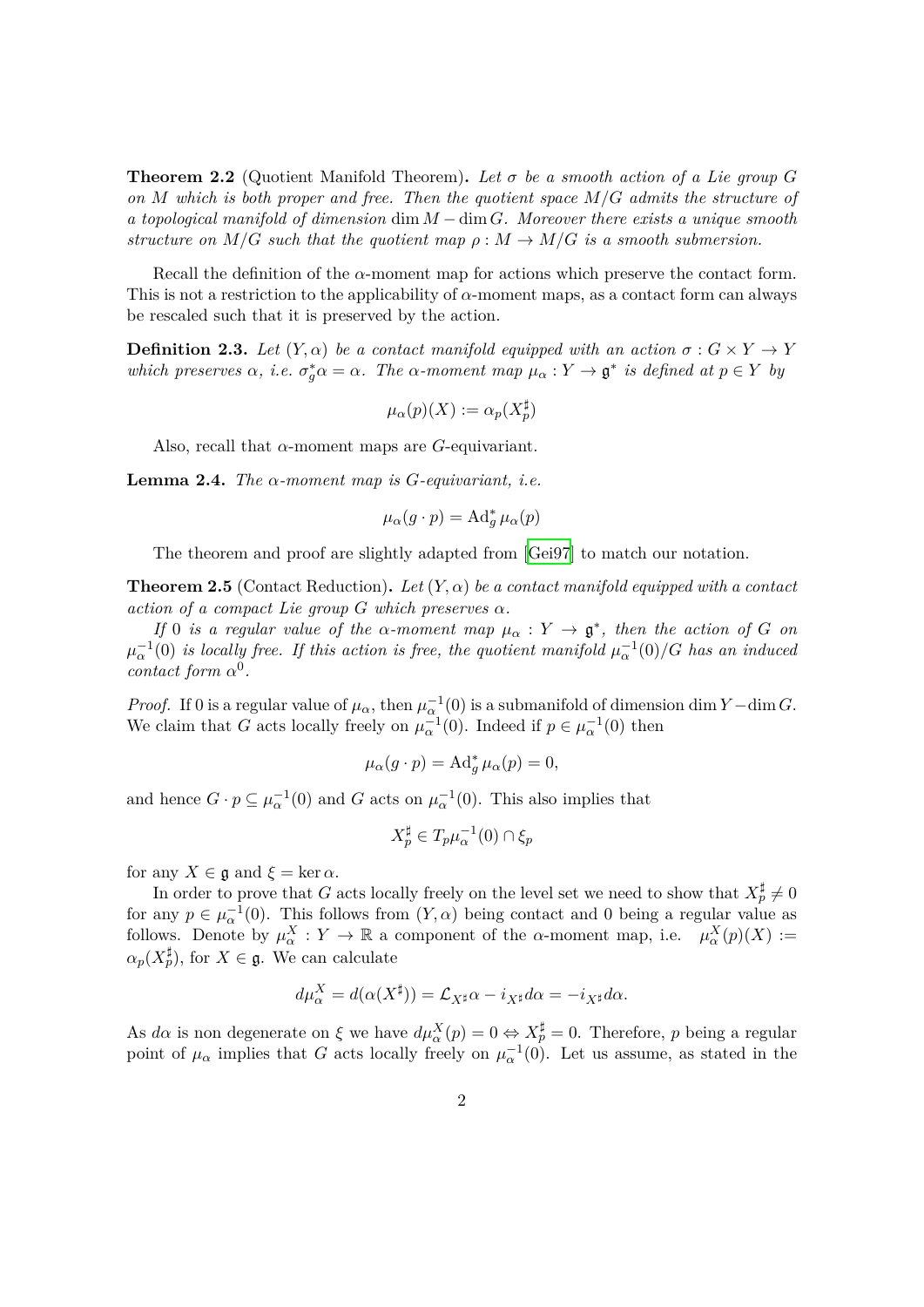**Theorem 2.2** (Quotient Manifold Theorem)**.** *Let $\sigma$ be a smooth action of a Lie group $G$ on $M$ which is both proper and free. Then the quotient space $M/G$ admits the structure of a topological manifold of dimension $\dim M - \dim G$. Moreover there exists a unique smooth structure on $M/G$ such that the quotient map $\rho : M \to M/G$ is a smooth submersion.*

Recall the definition of the $\alpha$-moment map for actions which preserve the contact form. This is not a restriction to the applicability of $\alpha$-moment maps, as a contact form can always be rescaled such that it is preserved by the action.

**Definition 2.3.** *Let $(Y, \alpha)$ be a contact manifold equipped with an action $\sigma : G \times Y \to Y$ which preserves $\alpha$, i.e. $\sigma_g^* \alpha = \alpha$. The $\alpha$-moment map $\mu_\alpha : Y \to \mathfrak{g}^*$ is defined at $p \in Y$ by*

$$\mu_\alpha(p)(X) := \alpha_p(X_p^\sharp)$$

Also, recall that $\alpha$-moment maps are $G$-equivariant.

**Lemma 2.4.** *The $\alpha$-moment map is $G$-equivariant, i.e.*

$$\mu_\alpha(g \cdot p) = \mathrm{Ad}_g^* \mu_\alpha(p)$$

The theorem and proof are slightly adapted from [Gei97] to match our notation.

**Theorem 2.5** (Contact Reduction)**.** *Let $(Y, \alpha)$ be a contact manifold equipped with a contact action of a compact Lie group $G$ which preserves $\alpha$.*

*If $0$ is a regular value of the $\alpha$-moment map $\mu_\alpha : Y \to \mathfrak{g}^*$, then the action of $G$ on $\mu_\alpha^{-1}(0)$ is locally free. If this action is free, the quotient manifold $\mu_\alpha^{-1}(0)/G$ has an induced contact form $\alpha^0$.*

*Proof.* If 0 is a regular value of $\mu_\alpha$, then $\mu_\alpha^{-1}(0)$ is a submanifold of dimension $\dim Y - \dim G$. We claim that $G$ acts locally freely on $\mu_\alpha^{-1}(0)$. Indeed if $p \in \mu_\alpha^{-1}(0)$ then

$$\mu_\alpha(g \cdot p) = \mathrm{Ad}_g^* \mu_\alpha(p) = 0,$$

and hence $G \cdot p \subseteq \mu_\alpha^{-1}(0)$ and $G$ acts on $\mu_\alpha^{-1}(0)$. This also implies that

$$X_p^\sharp \in T_p \mu_\alpha^{-1}(0) \cap \xi_p$$

for any $X \in \mathfrak{g}$ and $\xi = \ker \alpha$.

In order to prove that $G$ acts locally freely on the level set we need to show that $X_p^\sharp \neq 0$ for any $p \in \mu_\alpha^{-1}(0)$. This follows from $(Y, \alpha)$ being contact and 0 being a regular value as follows. Denote by $\mu_\alpha^X : Y \to \mathbb{R}$ a component of the $\alpha$-moment map, i.e. $\mu_\alpha^X(p)(X) := \alpha_p(X_p^\sharp)$, for $X \in \mathfrak{g}$. We can calculate

$$d\mu_\alpha^X = d(\alpha(X^\sharp)) = \mathcal{L}_{X^\sharp} \alpha - i_{X^\sharp} d\alpha = -i_{X^\sharp} d\alpha.$$

As $d\alpha$ is non degenerate on $\xi$ we have $d\mu_\alpha^X(p) = 0 \Leftrightarrow X_p^\sharp = 0$. Therefore, $p$ being a regular point of $\mu_\alpha$ implies that $G$ acts locally freely on $\mu_\alpha^{-1}(0)$. Let us assume, as stated in the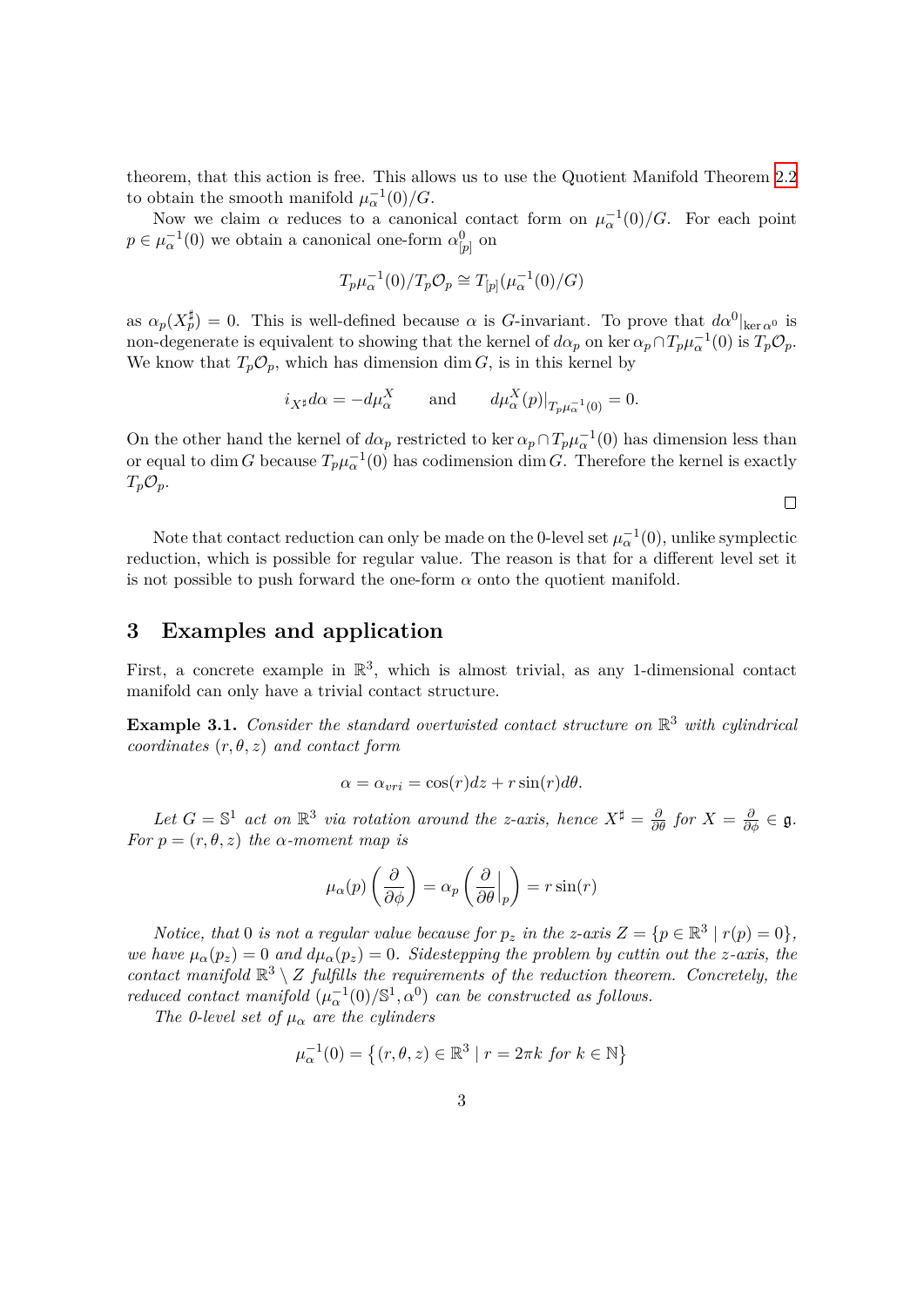theorem, that this action is free. This allows us to use the Quotient Manifold Theorem 2.2 to obtain the smooth manifold $\mu_\alpha^{-1}(0)/G$.

Now we claim $\alpha$ reduces to a canonical contact form on $\mu_\alpha^{-1}(0)/G$. For each point $p \in \mu_\alpha^{-1}(0)$ we obtain a canonical one-form $\alpha^0_{[p]}$ on

$$T_p\mu_\alpha^{-1}(0)/T_p\mathcal{O}_p \cong T_{[p]}(\mu_\alpha^{-1}(0)/G)$$

as $\alpha_p(X_p^\sharp) = 0$. This is well-defined because $\alpha$ is $G$-invariant. To prove that $d\alpha^0|_{\ker \alpha^0}$ is non-degenerate is equivalent to showing that the kernel of $d\alpha_p$ on $\ker \alpha_p \cap T_p\mu_\alpha^{-1}(0)$ is $T_p\mathcal{O}_p$. We know that $T_p\mathcal{O}_p$, which has dimension $\dim G$, is in this kernel by

$$i_{X^\sharp} d\alpha = -d\mu_\alpha^X \qquad \text{and} \qquad d\mu_\alpha^X(p)|_{T_p\mu_\alpha^{-1}(0)} = 0.$$

On the other hand the kernel of $d\alpha_p$ restricted to $\ker \alpha_p \cap T_p\mu_\alpha^{-1}(0)$ has dimension less than or equal to $\dim G$ because $T_p\mu_\alpha^{-1}(0)$ has codimension $\dim G$. Therefore the kernel is exactly $T_p\mathcal{O}_p$.

□

Note that contact reduction can only be made on the 0-level set $\mu_\alpha^{-1}(0)$, unlike symplectic reduction, which is possible for regular value. The reason is that for a different level set it is not possible to push forward the one-form $\alpha$ onto the quotient manifold.

## 3 Examples and application

First, a concrete example in $\mathbb{R}^3$, which is almost trivial, as any 1-dimensional contact manifold can only have a trivial contact structure.

**Example 3.1.** *Consider the standard overtwisted contact structure on $\mathbb{R}^3$ with cylindrical coordinates $(r, \theta, z)$ and contact form*

$$\alpha = \alpha_{vri} = \cos(r)dz + r\sin(r)d\theta.$$

*Let $G = \mathbb{S}^1$ act on $\mathbb{R}^3$ via rotation around the z-axis, hence $X^\sharp = \frac{\partial}{\partial \theta}$ for $X = \frac{\partial}{\partial \phi} \in \mathfrak{g}$. For $p = (r, \theta, z)$ the $\alpha$-moment map is*

$$\mu_\alpha(p)\left(\frac{\partial}{\partial \phi}\right) = \alpha_p\left(\frac{\partial}{\partial \theta}\Big|_p\right) = r\sin(r)$$

*Notice, that 0 is not a regular value because for $p_z$ in the z-axis $Z = \{p \in \mathbb{R}^3 \mid r(p) = 0\}$, we have $\mu_\alpha(p_z) = 0$ and $d\mu_\alpha(p_z) = 0$. Sidestepping the problem by cuttin out the z-axis, the contact manifold $\mathbb{R}^3 \setminus Z$ fulfills the requirements of the reduction theorem. Concretely, the reduced contact manifold $(\mu_\alpha^{-1}(0)/\mathbb{S}^1, \alpha^0)$ can be constructed as follows.*

*The 0-level set of $\mu_\alpha$ are the cylinders*

$$\mu_\alpha^{-1}(0) = \left\{(r, \theta, z) \in \mathbb{R}^3 \mid r = 2\pi k \text{ for } k \in \mathbb{N}\right\}$$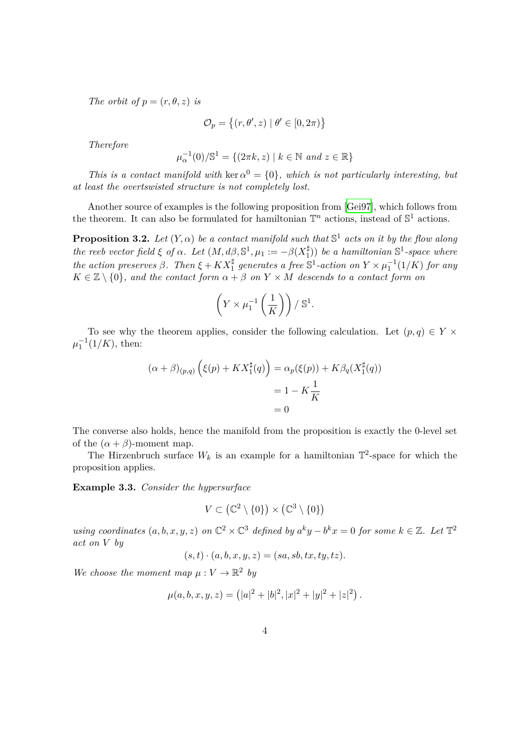*The orbit of $p = (r, \theta, z)$ is*

$$\mathcal{O}_p = \{(r, \theta', z) \mid \theta' \in [0, 2\pi)\}$$

*Therefore*

$$\mu_\alpha^{-1}(0)/\mathbb{S}^1 = \{(2\pi k, z) \mid k \in \mathbb{N} \text{ and } z \in \mathbb{R}\}$$

*This is a contact manifold with $\ker \alpha^0 = \{0\}$, which is not particularly interesting, but at least the overtswisted structure is not completely lost.*

Another source of examples is the following proposition from [Gei97], which follows from the theorem. It can also be formulated for hamiltonian $\mathbb{T}^n$ actions, instead of $\mathbb{S}^1$ actions.

**Proposition 3.2.** *Let $(Y, \alpha)$ be a contact manifold such that $\mathbb{S}^1$ acts on it by the flow along the reeb vector field $\xi$ of $\alpha$. Let $(M, d\beta, \mathbb{S}^1, \mu_1 := -\beta(X_1^\sharp))$ be a hamiltonian $\mathbb{S}^1$-space where the action preserves $\beta$. Then $\xi + KX_1^\sharp$ generates a free $\mathbb{S}^1$-action on $Y \times \mu_1^{-1}(1/K)$ for any $K \in \mathbb{Z} \setminus \{0\}$, and the contact form $\alpha + \beta$ on $Y \times M$ descends to a contact form on*

$$\left(Y \times \mu_1^{-1}\left(\frac{1}{K}\right)\right) / \mathbb{S}^1.$$

To see why the theorem applies, consider the following calculation. Let $(p, q) \in Y \times \mu_1^{-1}(1/K)$, then:

$$\begin{aligned}
(\alpha + \beta)_{(p,q)}\left(\xi(p) + KX_1^\sharp(q)\right) &= \alpha_p(\xi(p)) + K\beta_q(X_1^\sharp(q)) \\
&= 1 - K\frac{1}{K} \\
&= 0
\end{aligned}$$

The converse also holds, hence the manifold from the proposition is exactly the 0-level set of the $(\alpha + \beta)$-moment map.

The Hirzenbruch surface $W_k$ is an example for a hamiltonian $\mathbb{T}^2$-space for which the proposition applies.

**Example 3.3.** *Consider the hypersurface*

$$V \subset \left(\mathbb{C}^2 \setminus \{0\}\right) \times \left(\mathbb{C}^3 \setminus \{0\}\right)$$

*using coordinates $(a, b, x, y, z)$ on $\mathbb{C}^2 \times \mathbb{C}^3$ defined by $a^k y - b^k x = 0$ for some $k \in \mathbb{Z}$. Let $\mathbb{T}^2$ act on $V$ by*

$$(s, t) \cdot (a, b, x, y, z) = (sa, sb, tx, ty, tz).$$

*We choose the moment map $\mu : V \to \mathbb{R}^2$ by*

$$\mu(a, b, x, y, z) = \left(|a|^2 + |b|^2, |x|^2 + |y|^2 + |z|^2\right).$$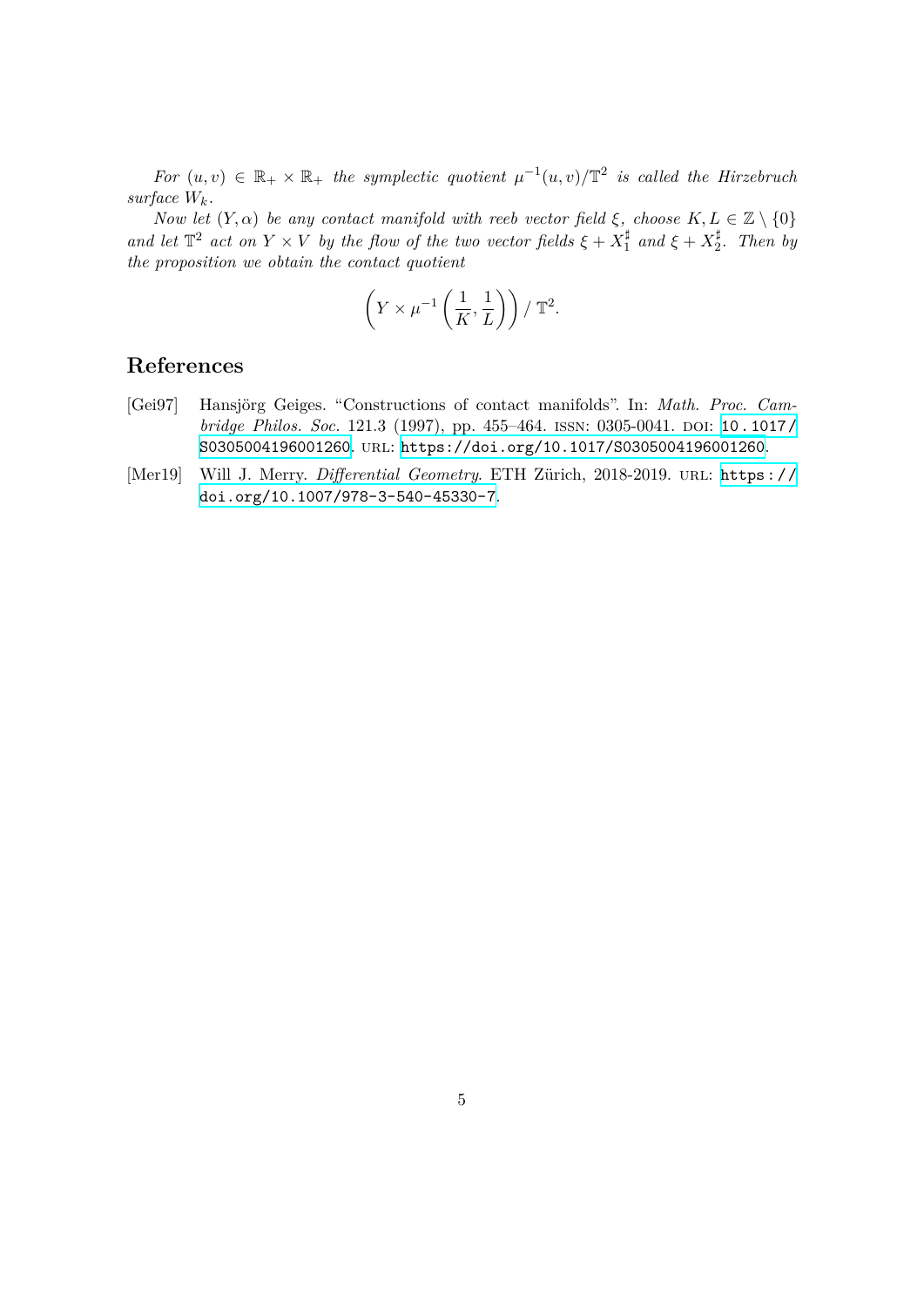*For $(u,v) \in \mathbb{R}_+ \times \mathbb{R}_+$ the symplectic quotient $\mu^{-1}(u,v)/\mathbb{T}^2$ is called the Hirzebruch surface $W_k$.*

*Now let $(Y, \alpha)$ be any contact manifold with reeb vector field $\xi$, choose $K, L \in \mathbb{Z} \setminus \{0\}$ and let $\mathbb{T}^2$ act on $Y \times V$ by the flow of the two vector fields $\xi + X_1^\sharp$ and $\xi + X_2^\sharp$. Then by the proposition we obtain the contact quotient*

$$\left(Y \times \mu^{-1}\left(\frac{1}{K}, \frac{1}{L}\right)\right) / \, \mathbb{T}^2.$$

## References

[Gei97] Hansjörg Geiges. "Constructions of contact manifolds". In: *Math. Proc. Cambridge Philos. Soc.* 121.3 (1997), pp. 455–464. ISSN: 0305-0041. DOI: 10.1017/S0305004196001260. URL: https://doi.org/10.1017/S0305004196001260.

[Mer19] Will J. Merry. *Differential Geometry*. ETH Zürich, 2018-2019. URL: https://doi.org/10.1007/978-3-540-45330-7.